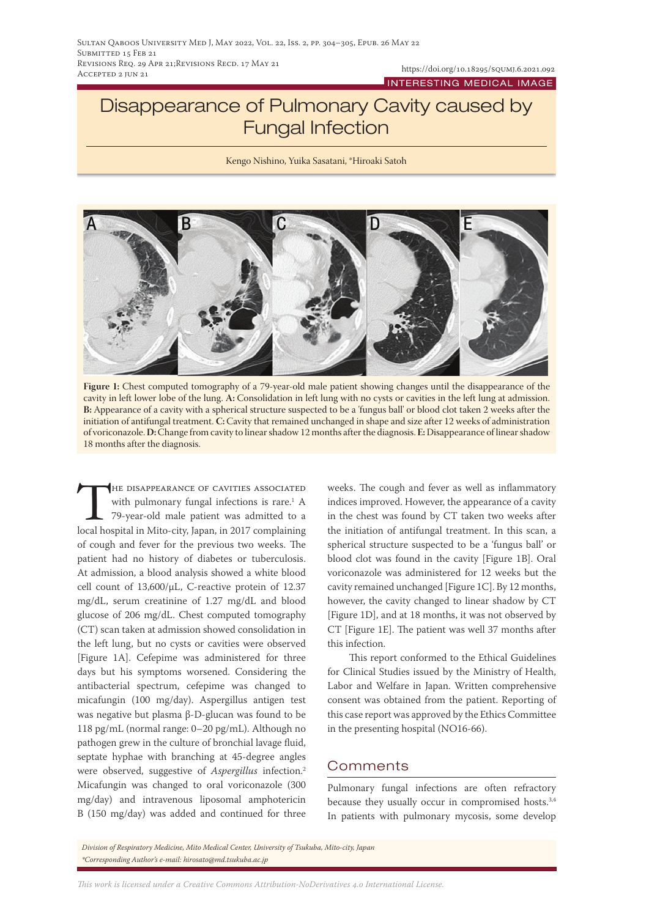INTERESTING MEDICAL IMAGE

# Disappearance of Pulmonary Cavity caused by Fungal Infection

Kengo Nishino, Yuika Sasatani, *Hiroaki Satoh

**Figure 1:** Chest computed tomography of a 79-year-old male patient showing changes until the disappearance of the cavity in left lower lobe of the lung. **A:** Consolidation in left lung with no cysts or cavities in the left lung at admission. **B:** Appearance of a cavity with a spherical structure suspected to be a 'fungus ball' or blood clot taken 2 weeks after the initiation of antifungal treatment. **C:** Cavity that remained unchanged in shape and size after 12 weeks of administration of voriconazole. **D:** Change from cavity to linear shadow 12 months after the diagnosis. **E:** Disappearance of linear shadow 18 months after the diagnosis.

The disappearance of cavities associated with pulmonary fungal infections is rare.[1] A 79-year-old male patient was admitted to a local hospital in Mito-city, Japan, in 2017 complaining of cough and fever for the previous two weeks. The patient had no history of diabetes or tuberculosis. At admission, a blood analysis showed a white blood cell count of 13,600/μL, C-reactive protein of 12.37 mg/dL, serum creatinine of 1.27 mg/dL and blood glucose of 206 mg/dL. Chest computed tomography (CT) scan taken at admission showed consolidation in the left lung, but no cysts or cavities were observed [Figure 1A]. Cefepime was administered for three days but his symptoms worsened. Considering the antibacterial spectrum, cefepime was changed to micafungin (100 mg/day). Aspergillus antigen test was negative but plasma β-D-glucan was found to be 118 pg/mL (normal range: 0–20 pg/mL). Although no pathogen grew in the culture of bronchial lavage fluid, septate hyphae with branching at 45-degree angles were observed, suggestive of *Aspergillus* infection.[2] Micafungin was changed to oral voriconazole (300 mg/day) and intravenous liposomal amphotericin B (150 mg/day) was added and continued for three weeks. The cough and fever as well as inflammatory indices improved. However, the appearance of a cavity in the chest was found by CT taken two weeks after the initiation of antifungal treatment. In this scan, a spherical structure suspected to be a 'fungus ball' or blood clot was found in the cavity [Figure 1B]. Oral voriconazole was administered for 12 weeks but the cavity remained unchanged [Figure 1C]. By 12 months, however, the cavity changed to linear shadow by CT [Figure 1D], and at 18 months, it was not observed by CT [Figure 1E]. The patient was well 37 months after this infection.

This report conformed to the Ethical Guidelines for Clinical Studies issued by the Ministry of Health, Labor and Welfare in Japan. Written comprehensive consent was obtained from the patient. Reporting of this case report was approved by the Ethics Committee in the presenting hospital (NO16-66).

## Comments

Pulmonary fungal infections are often refractory because they usually occur in compromised hosts.[3,4] In patients with pulmonary mycosis, some develop

*Division of Respiratory Medicine, Mito Medical Center, University of Tsukuba, Mito-city, Japan*
*\*Corresponding Author's e-mail: hirosato@md.tsukuba.ac.jp*

*This work is licensed under a Creative Commons Attribution-NoDerivatives 4.0 International License.*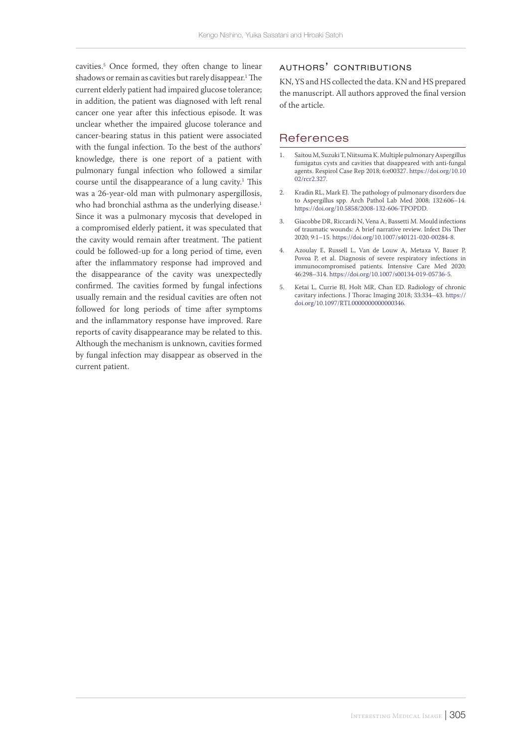cavities.[5] Once formed, they often change to linear shadows or remain as cavities but rarely disappear.[1] The current elderly patient had impaired glucose tolerance; in addition, the patient was diagnosed with left renal cancer one year after this infectious episode. It was unclear whether the impaired glucose tolerance and cancer-bearing status in this patient were associated with the fungal infection. To the best of the authors' knowledge, there is one report of a patient with pulmonary fungal infection who followed a similar course until the disappearance of a lung cavity.[1] This was a 26-year-old man with pulmonary aspergillosis, who had bronchial asthma as the underlying disease.[1] Since it was a pulmonary mycosis that developed in a compromised elderly patient, it was speculated that the cavity would remain after treatment. The patient could be followed-up for a long period of time, even after the inflammatory response had improved and the disappearance of the cavity was unexpectedly confirmed. The cavities formed by fungal infections usually remain and the residual cavities are often not followed for long periods of time after symptoms and the inflammatory response have improved. Rare reports of cavity disappearance may be related to this. Although the mechanism is unknown, cavities formed by fungal infection may disappear as observed in the current patient.

## Authors' Contributions

KN, YS and HS collected the data. KN and HS prepared the manuscript. All authors approved the final version of the article.

## References

1. Saitou M, Suzuki T, Niitsuma K. Multiple pulmonary Aspergillus fumigatus cysts and cavities that disappeared with anti-fungal agents. Respirol Case Rep 2018; 6:e00327. https://doi.org/10.1002/rcr2.327.
2. Kradin RL, Mark EJ. The pathology of pulmonary disorders due to Aspergillus spp. Arch Pathol Lab Med 2008; 132:606–14. https://doi.org/10.5858/2008-132-606-TPOPDD.
3. Giacobbe DR, Riccardi N, Vena A, Bassetti M. Mould infections of traumatic wounds: A brief narrative review. Infect Dis Ther 2020; 9:1–15. https://doi.org/10.1007/s40121-020-00284-8.
4. Azoulay E, Russell L, Van de Louw A, Metaxa V, Bauer P, Povoa P, et al. Diagnosis of severe respiratory infections in immunocompromised patients. Intensive Care Med 2020; 46:298–314. https://doi.org/10.1007/s00134-019-05736-5.
5. Ketai L, Currie BJ, Holt MR, Chan ED. Radiology of chronic cavitary infections. J Thorac Imaging 2018; 33:334–43. https://doi.org/10.1097/RTI.0000000000000346.